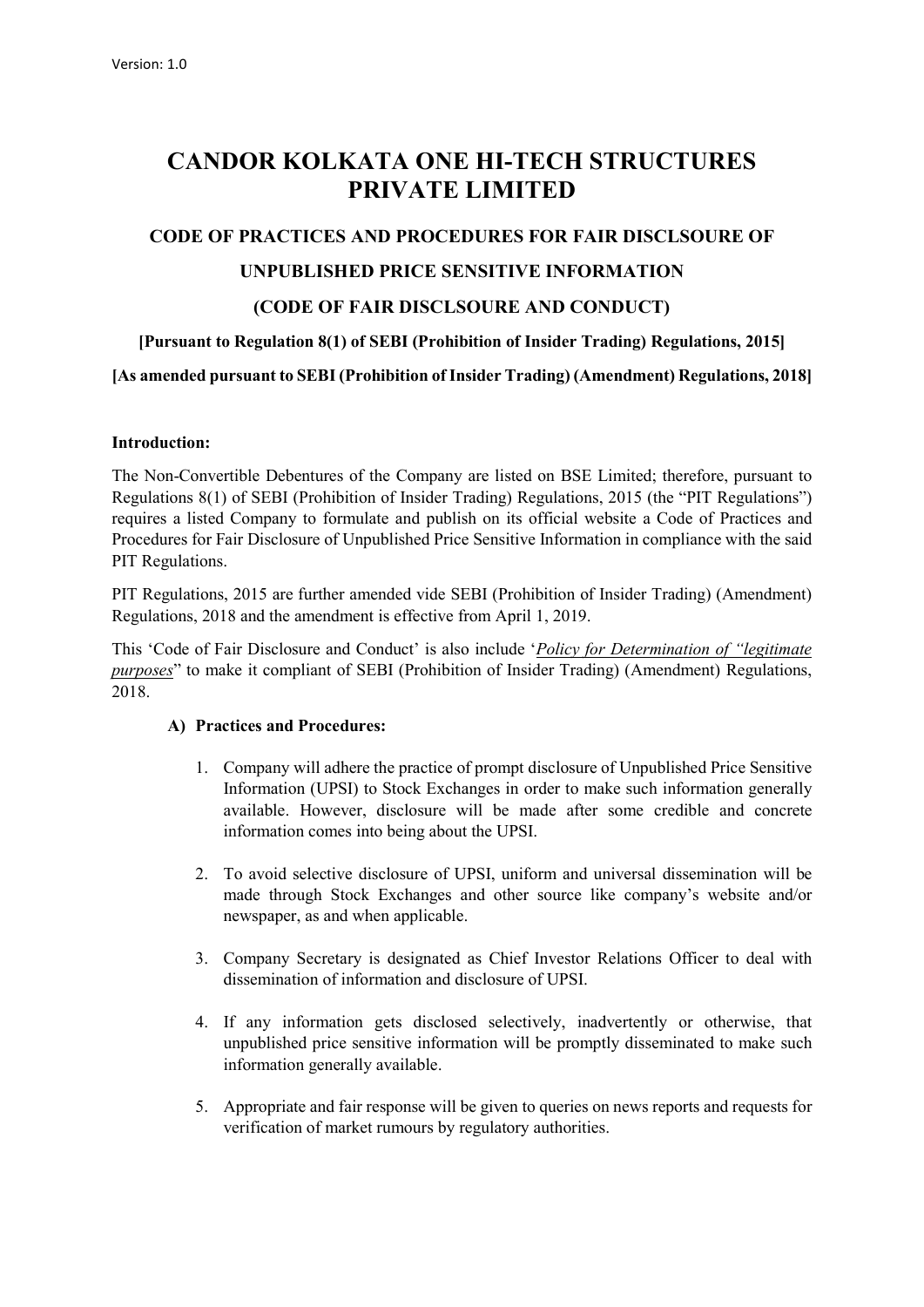Version: 1.0

# CANDOR KOLKATA ONE HI-TECH STRUCTURES PRIVATE LIMITED

## CODE OF PRACTICES AND PROCEDURES FOR FAIR DISCLSOURE OF UNPUBLISHED PRICE SENSITIVE INFORMATION

## (CODE OF FAIR DISCLSOURE AND CONDUCT)

**[Pursuant to Regulation 8(1) of SEBI (Prohibition of Insider Trading) Regulations, 2015]**

**[As amended pursuant to SEBI (Prohibition of Insider Trading) (Amendment) Regulations, 2018]**

**Introduction:**

The Non-Convertible Debentures of the Company are listed on BSE Limited; therefore, pursuant to Regulations 8(1) of SEBI (Prohibition of Insider Trading) Regulations, 2015 (the "PIT Regulations") requires a listed Company to formulate and publish on its official website a Code of Practices and Procedures for Fair Disclosure of Unpublished Price Sensitive Information in compliance with the said PIT Regulations.

PIT Regulations, 2015 are further amended vide SEBI (Prohibition of Insider Trading) (Amendment) Regulations, 2018 and the amendment is effective from April 1, 2019.

This 'Code of Fair Disclosure and Conduct' is also include '*Policy for Determination of "legitimate purposes*" to make it compliant of SEBI (Prohibition of Insider Trading) (Amendment) Regulations, 2018.

**A) Practices and Procedures:**

1. Company will adhere the practice of prompt disclosure of Unpublished Price Sensitive Information (UPSI) to Stock Exchanges in order to make such information generally available. However, disclosure will be made after some credible and concrete information comes into being about the UPSI.

2. To avoid selective disclosure of UPSI, uniform and universal dissemination will be made through Stock Exchanges and other source like company's website and/or newspaper, as and when applicable.

3. Company Secretary is designated as Chief Investor Relations Officer to deal with dissemination of information and disclosure of UPSI.

4. If any information gets disclosed selectively, inadvertently or otherwise, that unpublished price sensitive information will be promptly disseminated to make such information generally available.

5. Appropriate and fair response will be given to queries on news reports and requests for verification of market rumours by regulatory authorities.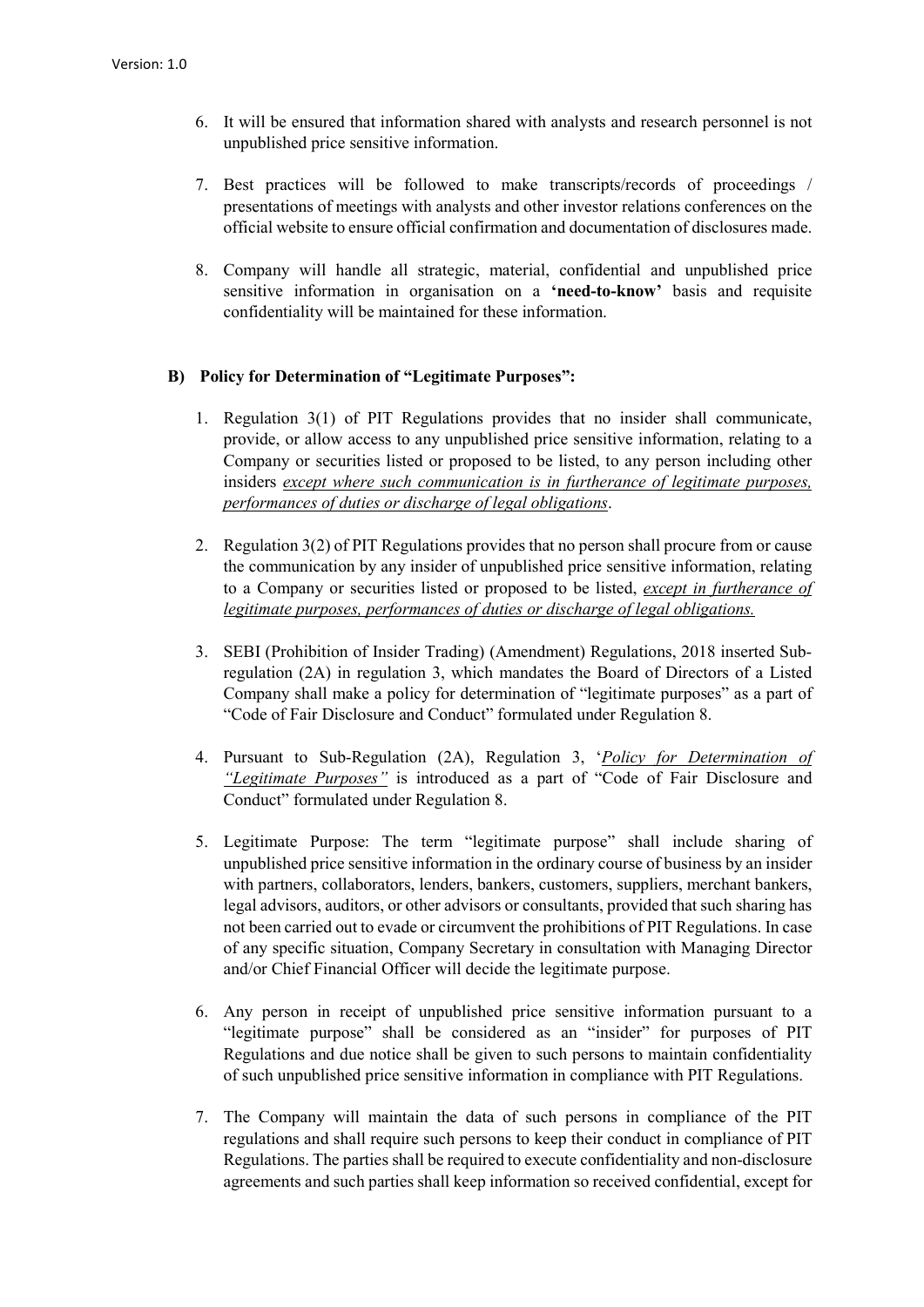6. It will be ensured that information shared with analysts and research personnel is not unpublished price sensitive information.

7. Best practices will be followed to make transcripts/records of proceedings / presentations of meetings with analysts and other investor relations conferences on the official website to ensure official confirmation and documentation of disclosures made.

8. Company will handle all strategic, material, confidential and unpublished price sensitive information in organisation on a **'need-to-know'** basis and requisite confidentiality will be maintained for these information.

### B) Policy for Determination of "Legitimate Purposes":

1. Regulation 3(1) of PIT Regulations provides that no insider shall communicate, provide, or allow access to any unpublished price sensitive information, relating to a Company or securities listed or proposed to be listed, to any person including other insiders *<u>except where such communication is in furtherance of legitimate purposes, performances of duties or discharge of legal obligations</u>*.

2. Regulation 3(2) of PIT Regulations provides that no person shall procure from or cause the communication by any insider of unpublished price sensitive information, relating to a Company or securities listed or proposed to be listed, *<u>except in furtherance of legitimate purposes, performances of duties or discharge of legal obligations.</u>*

3. SEBI (Prohibition of Insider Trading) (Amendment) Regulations, 2018 inserted Sub-regulation (2A) in regulation 3, which mandates the Board of Directors of a Listed Company shall make a policy for determination of "legitimate purposes" as a part of "Code of Fair Disclosure and Conduct" formulated under Regulation 8.

4. Pursuant to Sub-Regulation (2A), Regulation 3, '*<u>Policy for Determination of "Legitimate Purposes"</u>*' is introduced as a part of "Code of Fair Disclosure and Conduct" formulated under Regulation 8.

5. Legitimate Purpose: The term "legitimate purpose" shall include sharing of unpublished price sensitive information in the ordinary course of business by an insider with partners, collaborators, lenders, bankers, customers, suppliers, merchant bankers, legal advisors, auditors, or other advisors or consultants, provided that such sharing has not been carried out to evade or circumvent the prohibitions of PIT Regulations. In case of any specific situation, Company Secretary in consultation with Managing Director and/or Chief Financial Officer will decide the legitimate purpose.

6. Any person in receipt of unpublished price sensitive information pursuant to a "legitimate purpose" shall be considered as an "insider" for purposes of PIT Regulations and due notice shall be given to such persons to maintain confidentiality of such unpublished price sensitive information in compliance with PIT Regulations.

7. The Company will maintain the data of such persons in compliance of the PIT regulations and shall require such persons to keep their conduct in compliance of PIT Regulations. The parties shall be required to execute confidentiality and non-disclosure agreements and such parties shall keep information so received confidential, except for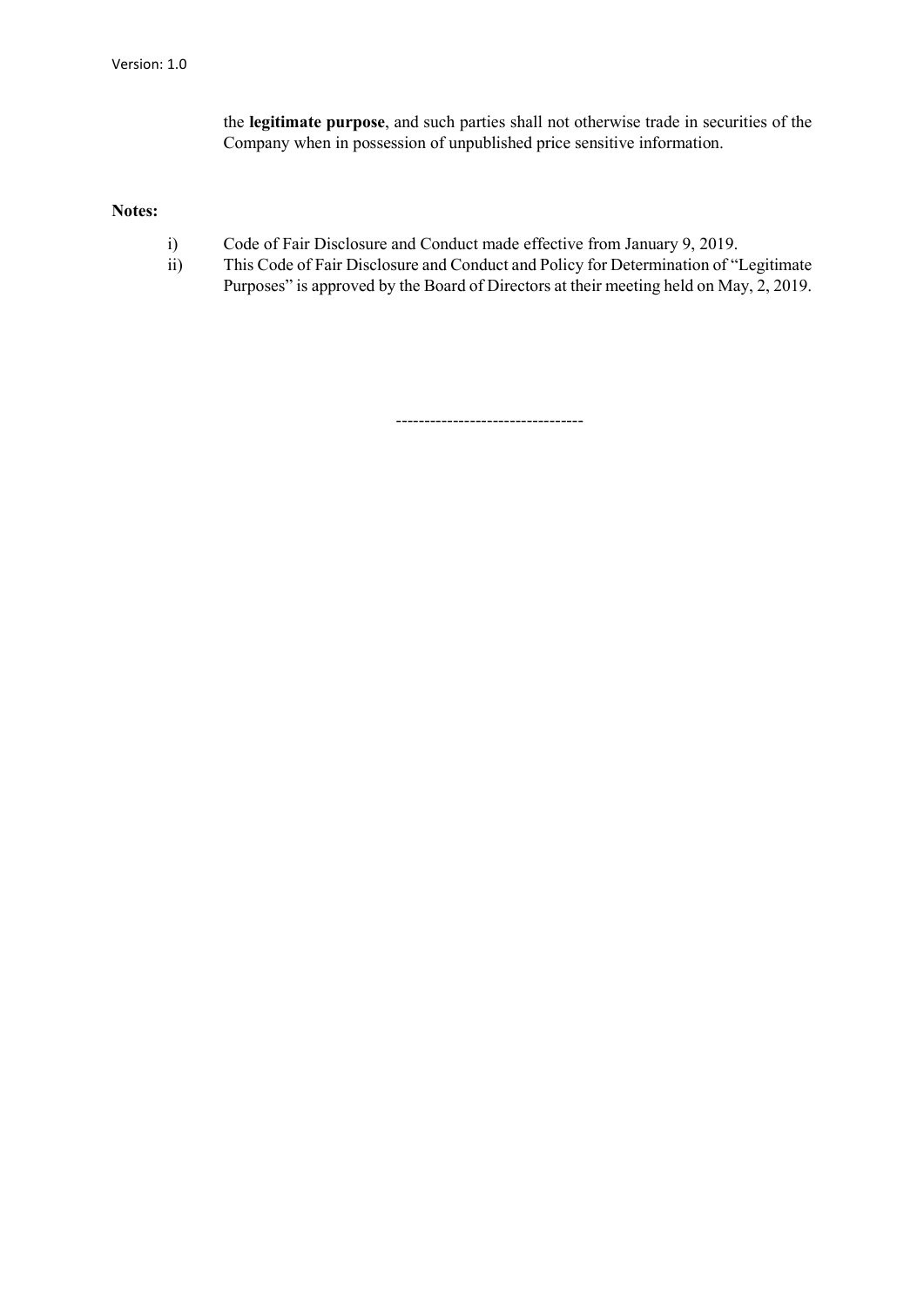the **legitimate purpose**, and such parties shall not otherwise trade in securities of the Company when in possession of unpublished price sensitive information.

**Notes:**

i) Code of Fair Disclosure and Conduct made effective from January 9, 2019.

ii) This Code of Fair Disclosure and Conduct and Policy for Determination of "Legitimate Purposes" is approved by the Board of Directors at their meeting held on May, 2, 2019.

---------------------------------